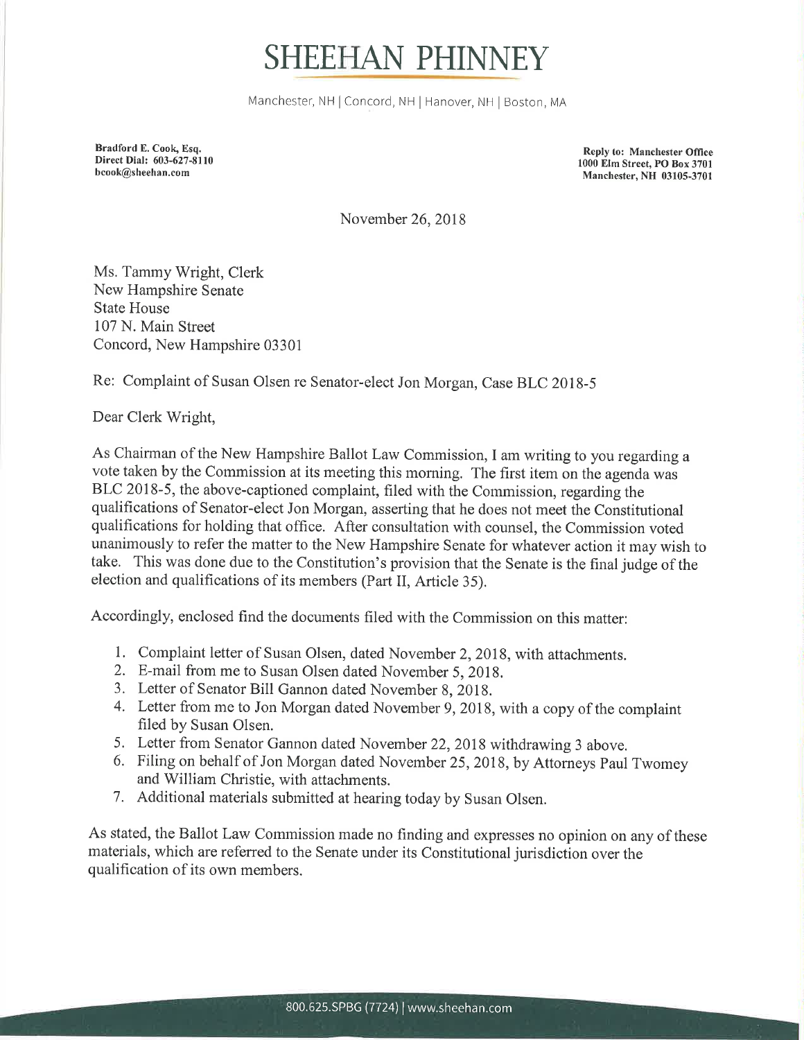# SHEEHAN PHINNEY

Manchester, NH | Concord, NH | Hanover, NH | Boston, MA

**Bradford E. Cook, Esq.**
**Direct Dial: 603-627-8110**
**bcook@sheehan.com**

**Reply to: Manchester Office**
**1000 Elm Street, PO Box 3701**
**Manchester, NH 03105-3701**

November 26, 2018

Ms. Tammy Wright, Clerk
New Hampshire Senate
State House
107 N. Main Street
Concord, New Hampshire 03301

Re: Complaint of Susan Olsen re Senator-elect Jon Morgan, Case BLC 2018-5

Dear Clerk Wright,

As Chairman of the New Hampshire Ballot Law Commission, I am writing to you regarding a vote taken by the Commission at its meeting this morning. The first item on the agenda was BLC 2018-5, the above-captioned complaint, filed with the Commission, regarding the qualifications of Senator-elect Jon Morgan, asserting that he does not meet the Constitutional qualifications for holding that office. After consultation with counsel, the Commission voted unanimously to refer the matter to the New Hampshire Senate for whatever action it may wish to take. This was done due to the Constitution's provision that the Senate is the final judge of the election and qualifications of its members (Part II, Article 35).

Accordingly, enclosed find the documents filed with the Commission on this matter:

1. Complaint letter of Susan Olsen, dated November 2, 2018, with attachments.
2. E-mail from me to Susan Olsen dated November 5, 2018.
3. Letter of Senator Bill Gannon dated November 8, 2018.
4. Letter from me to Jon Morgan dated November 9, 2018, with a copy of the complaint filed by Susan Olsen.
5. Letter from Senator Gannon dated November 22, 2018 withdrawing 3 above.
6. Filing on behalf of Jon Morgan dated November 25, 2018, by Attorneys Paul Twomey and William Christie, with attachments.
7. Additional materials submitted at hearing today by Susan Olsen.

As stated, the Ballot Law Commission made no finding and expresses no opinion on any of these materials, which are referred to the Senate under its Constitutional jurisdiction over the qualification of its own members.

800.625.SPBG (7724) | www.sheehan.com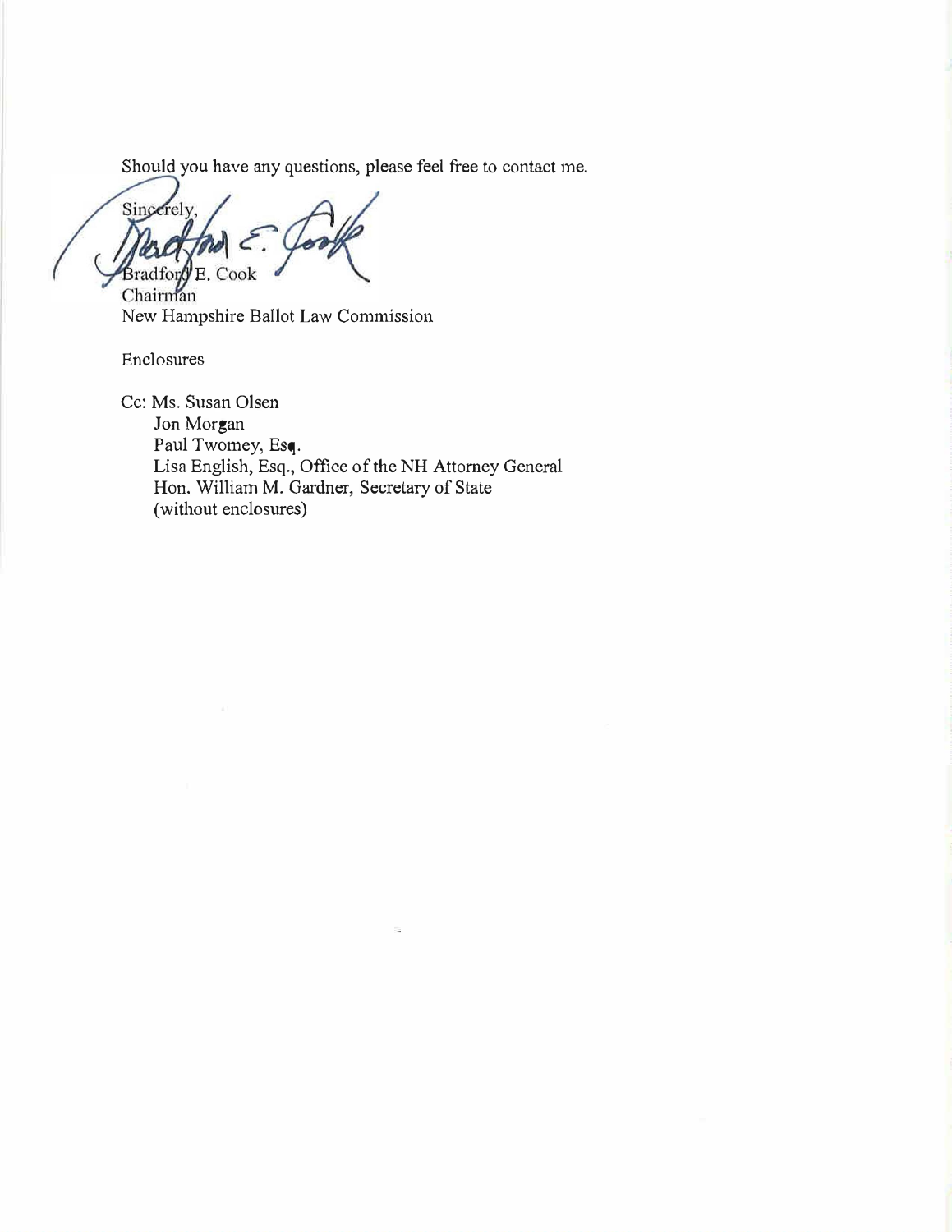Should you have any questions, please feel free to contact me.

Sincerely,

Bradford E. Cook
Chairman
New Hampshire Ballot Law Commission

Enclosures

Cc: Ms. Susan Olsen
Jon Morgan
Paul Twomey, Esq.
Lisa English, Esq., Office of the NH Attorney General
Hon. William M. Gardner, Secretary of State
(without enclosures)